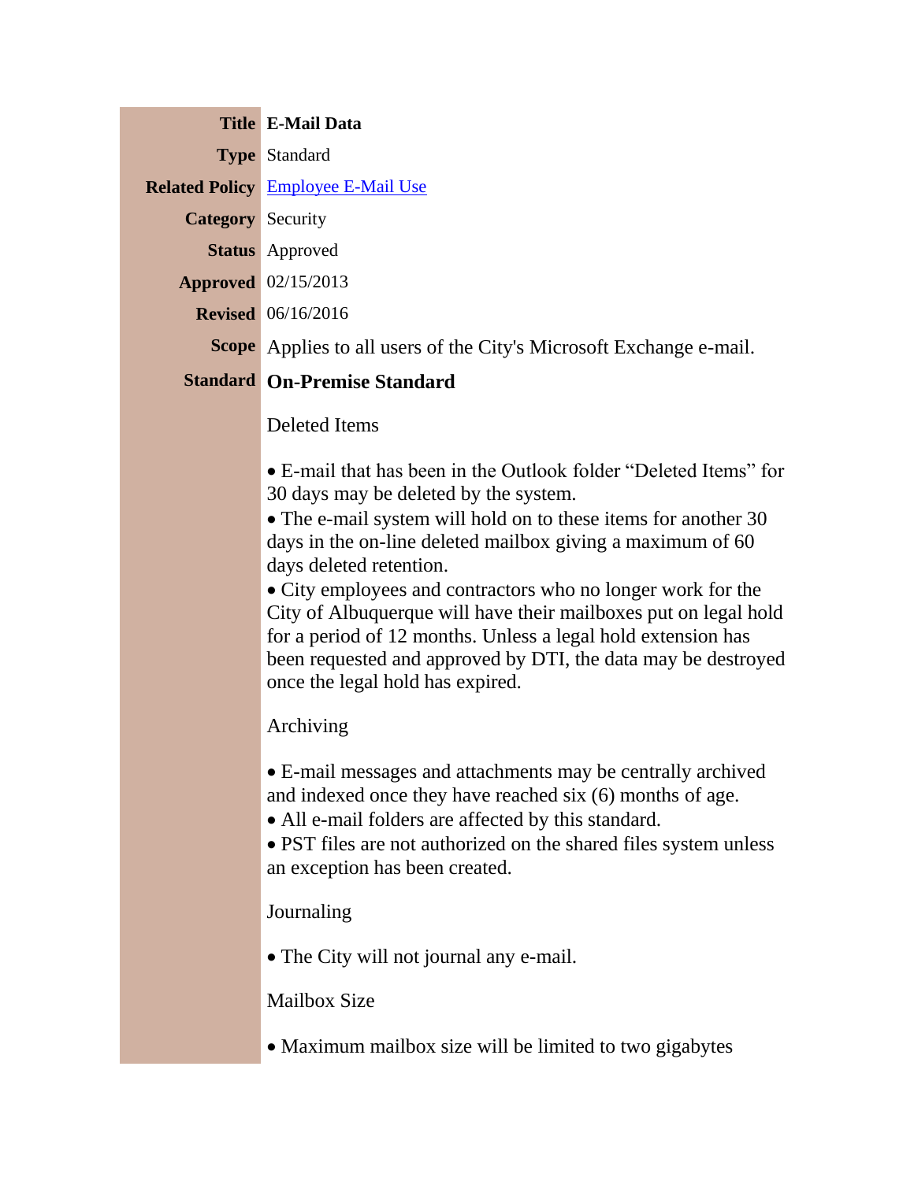| | |
|---|---|
| **Title** | **E-Mail Data** |
| **Type** | Standard |
| **Related Policy** | [Employee E-Mail Use]() |
| **Category** | Security |
| **Status** | Approved |
| **Approved** | 02/15/2013 |
| **Revised** | 06/16/2016 |
| **Scope** | Applies to all users of the City's Microsoft Exchange e-mail. |
| **Standard** | **On-Premise Standard** |

Deleted Items

- E-mail that has been in the Outlook folder "Deleted Items" for 30 days may be deleted by the system.
- The e-mail system will hold on to these items for another 30 days in the on-line deleted mailbox giving a maximum of 60 days deleted retention.
- City employees and contractors who no longer work for the City of Albuquerque will have their mailboxes put on legal hold for a period of 12 months. Unless a legal hold extension has been requested and approved by DTI, the data may be destroyed once the legal hold has expired.

Archiving

- E-mail messages and attachments may be centrally archived and indexed once they have reached six (6) months of age.
- All e-mail folders are affected by this standard.
- PST files are not authorized on the shared files system unless an exception has been created.

Journaling

- The City will not journal any e-mail.

Mailbox Size

- Maximum mailbox size will be limited to two gigabytes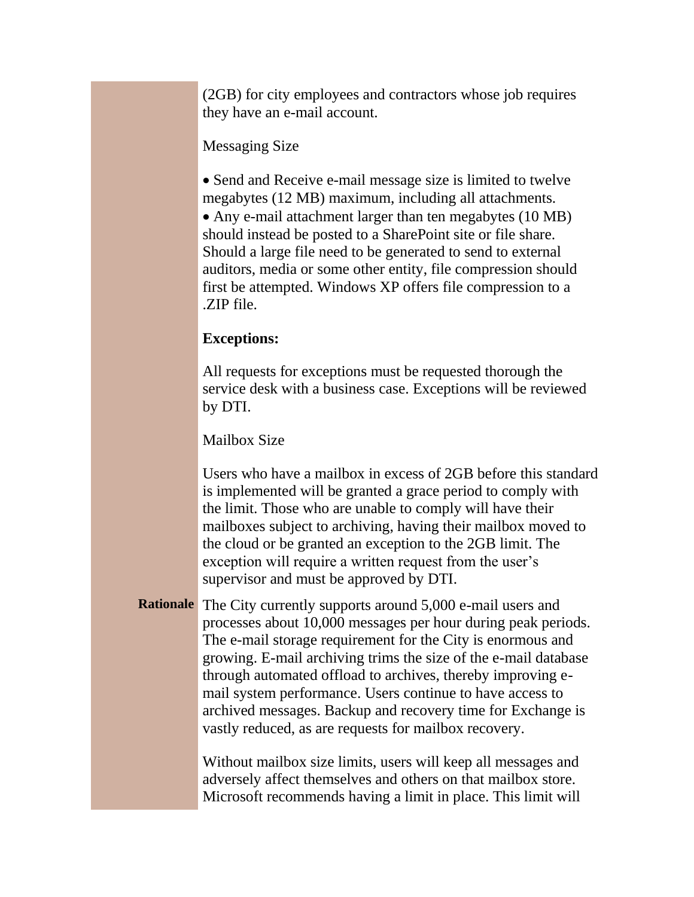(2GB) for city employees and contractors whose job requires they have an e-mail account.

Messaging Size

- Send and Receive e-mail message size is limited to twelve megabytes (12 MB) maximum, including all attachments.
- Any e-mail attachment larger than ten megabytes (10 MB) should instead be posted to a SharePoint site or file share. Should a large file need to be generated to send to external auditors, media or some other entity, file compression should first be attempted. Windows XP offers file compression to a .ZIP file.

**Exceptions:**

All requests for exceptions must be requested thorough the service desk with a business case. Exceptions will be reviewed by DTI.

Mailbox Size

Users who have a mailbox in excess of 2GB before this standard is implemented will be granted a grace period to comply with the limit. Those who are unable to comply will have their mailboxes subject to archiving, having their mailbox moved to the cloud or be granted an exception to the 2GB limit. The exception will require a written request from the user's supervisor and must be approved by DTI.

**Rationale**

The City currently supports around 5,000 e-mail users and processes about 10,000 messages per hour during peak periods. The e-mail storage requirement for the City is enormous and growing. E-mail archiving trims the size of the e-mail database through automated offload to archives, thereby improving e-mail system performance. Users continue to have access to archived messages. Backup and recovery time for Exchange is vastly reduced, as are requests for mailbox recovery.

Without mailbox size limits, users will keep all messages and adversely affect themselves and others on that mailbox store. Microsoft recommends having a limit in place. This limit will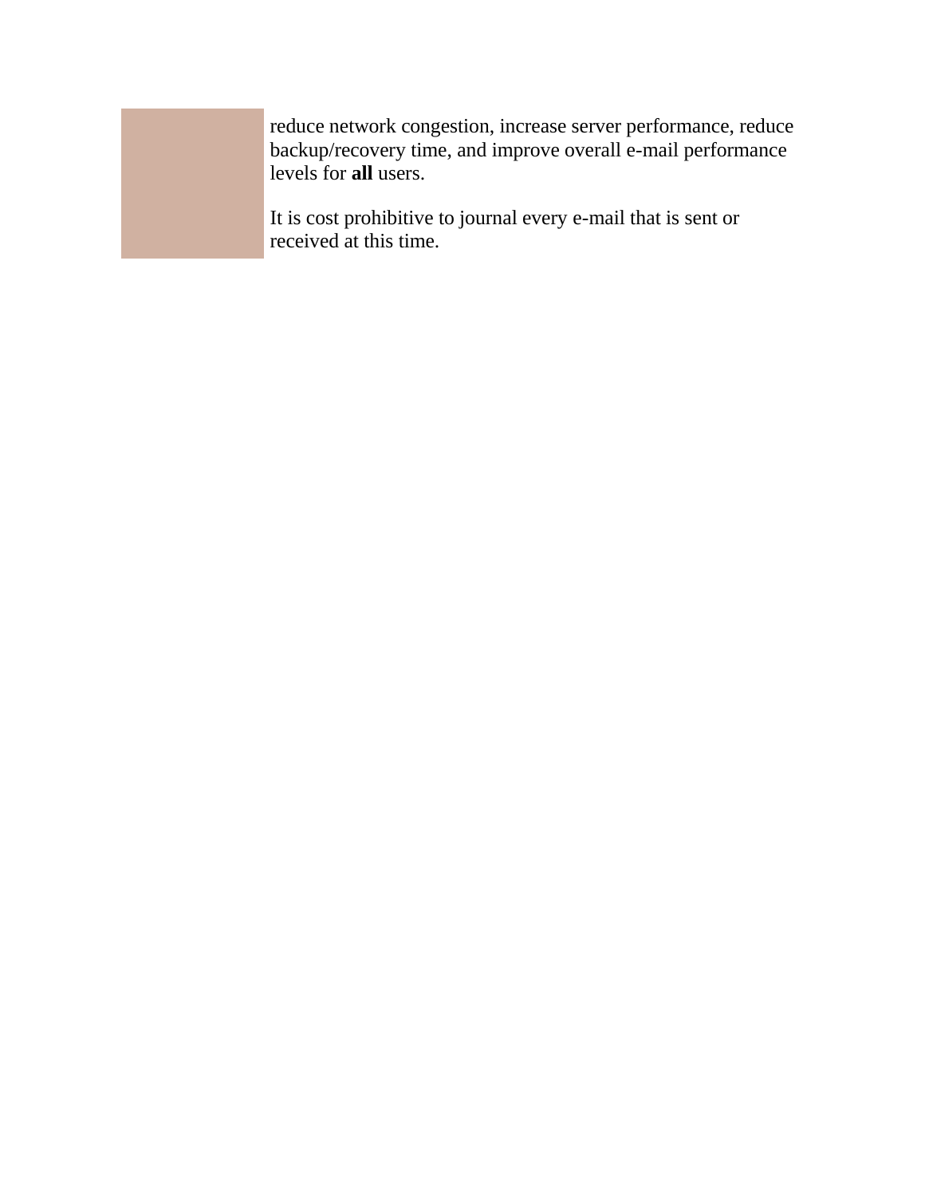reduce network congestion, increase server performance, reduce backup/recovery time, and improve overall e-mail performance levels for **all** users.

It is cost prohibitive to journal every e-mail that is sent or received at this time.